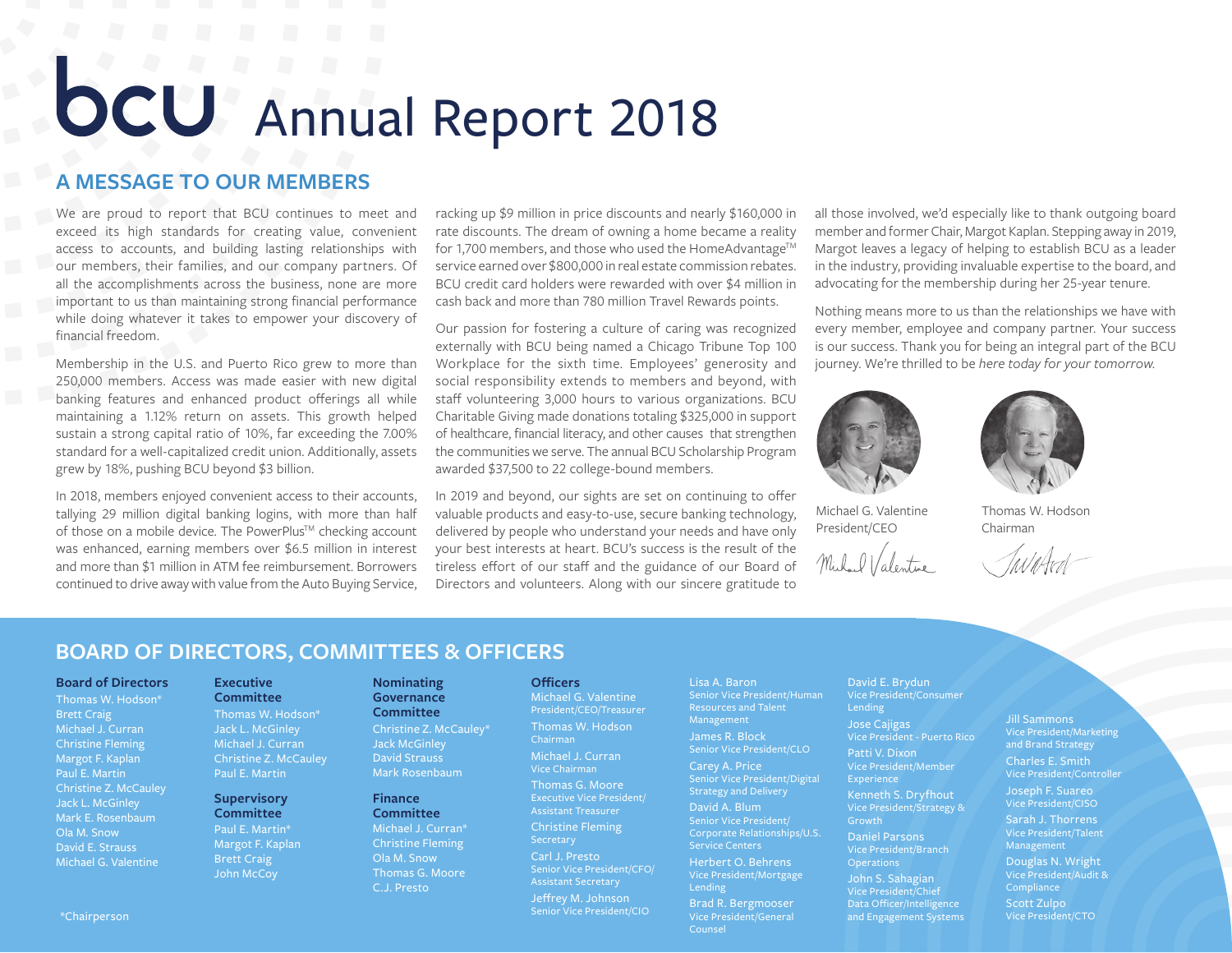# bcu Annual Report 2018

## A MESSAGE TO OUR MEMBERS

We are proud to report that BCU continues to meet and exceed its high standards for creating value, convenient access to accounts, and building lasting relationships with our members, their families, and our company partners. Of all the accomplishments across the business, none are more important to us than maintaining strong financial performance while doing whatever it takes to empower your discovery of financial freedom.

Membership in the U.S. and Puerto Rico grew to more than 250,000 members. Access was made easier with new digital banking features and enhanced product offerings all while maintaining a 1.12% return on assets. This growth helped sustain a strong capital ratio of 10%, far exceeding the 7.00% standard for a well-capitalized credit union. Additionally, assets grew by 18%, pushing BCU beyond $3 billion.

In 2018, members enjoyed convenient access to their accounts, tallying 29 million digital banking logins, with more than half of those on a mobile device. The PowerPlus™ checking account was enhanced, earning members over $6.5 million in interest and more than $1 million in ATM fee reimbursement. Borrowers continued to drive away with value from the Auto Buying Service, racking up $9 million in price discounts and nearly $160,000 in rate discounts. The dream of owning a home became a reality for 1,700 members, and those who used the HomeAdvantage™ service earned over $800,000 in real estate commission rebates. BCU credit card holders were rewarded with over $4 million in cash back and more than 780 million Travel Rewards points.

Our passion for fostering a culture of caring was recognized externally with BCU being named a Chicago Tribune Top 100 Workplace for the sixth time. Employees' generosity and social responsibility extends to members and beyond, with staff volunteering 3,000 hours to various organizations. BCU Charitable Giving made donations totaling $325,000 in support of healthcare, financial literacy, and other causes that strengthen the communities we serve. The annual BCU Scholarship Program awarded $37,500 to 22 college-bound members.

In 2019 and beyond, our sights are set on continuing to offer valuable products and easy-to-use, secure banking technology, delivered by people who understand your needs and have only your best interests at heart. BCU's success is the result of the tireless effort of our staff and the guidance of our Board of Directors and volunteers. Along with our sincere gratitude to all those involved, we'd especially like to thank outgoing board member and former Chair, Margot Kaplan. Stepping away in 2019, Margot leaves a legacy of helping to establish BCU as a leader in the industry, providing invaluable expertise to the board, and advocating for the membership during her 25-year tenure.

Nothing means more to us than the relationships we have with every member, employee and company partner. Your success is our success. Thank you for being an integral part of the BCU journey. We're thrilled to be *here today for your tomorrow.*

Michael G. Valentine
President/CEO

Thomas W. Hodson
Chairman

## BOARD OF DIRECTORS, COMMITTEES & OFFICERS

**Board of Directors**
- Thomas W. Hodson*
- Brett Craig
- Michael J. Curran
- Christine Fleming
- Margot F. Kaplan
- Paul E. Martin
- Christine Z. McCauley
- Jack L. McGinley
- Mark E. Rosenbaum
- Ola M. Snow
- David E. Strauss
- Michael G. Valentine

**Executive Committee**
- Thomas W. Hodson*
- Jack L. McGinley
- Michael J. Curran
- Christine Z. McCauley
- Paul E. Martin

**Supervisory Committee**
- Paul E. Martin*
- Margot F. Kaplan
- Brett Craig
- John McCoy

**Nominating Governance Committee**
- Christine Z. McCauley*
- Jack McGinley
- David Strauss
- Mark Rosenbaum

**Finance Committee**
- Michael J. Curran*
- Christine Fleming
- Ola M. Snow
- Thomas G. Moore
- C.J. Presto

**Officers**
- Michael G. Valentine, President/CEO/Treasurer
- Thomas W. Hodson, Chairman
- Michael J. Curran, Vice Chairman
- Thomas G. Moore, Executive Vice President/Assistant Treasurer
- Christine Fleming, Secretary
- Carl J. Presto, Senior Vice President/CFO/Assistant Secretary
- Jeffrey M. Johnson, Senior Vice President/CIO
- Lisa A. Baron, Senior Vice President/Human Resources and Talent Management
- James R. Block, Senior Vice President/CLO
- Carey A. Price, Senior Vice President/Digital Strategy and Delivery
- David A. Blum, Senior Vice President/Corporate Relationships/U.S. Service Centers
- Herbert O. Behrens, Vice President/Mortgage Lending
- Brad R. Bergmooser, Vice President/General Counsel
- David E. Brydun, Vice President/Consumer Lending
- Jose Cajigas, Vice President - Puerto Rico
- Patti V. Dixon, Vice President/Member Experience
- Kenneth S. Dryfhout, Vice President/Strategy & Growth
- Daniel Parsons, Vice President/Branch Operations
- John S. Sahagian, Vice President/Chief Data Officer/Intelligence and Engagement Systems
- Jill Sammons, Vice President/Marketing and Brand Strategy
- Charles E. Smith, Vice President/Controller
- Joseph F. Suareo, Vice President/CISO
- Sarah J. Thorrens, Vice President/Talent Management
- Douglas N. Wright, Vice President/Audit & Compliance
- Scott Zulpo, Vice President/CTO

*Chairperson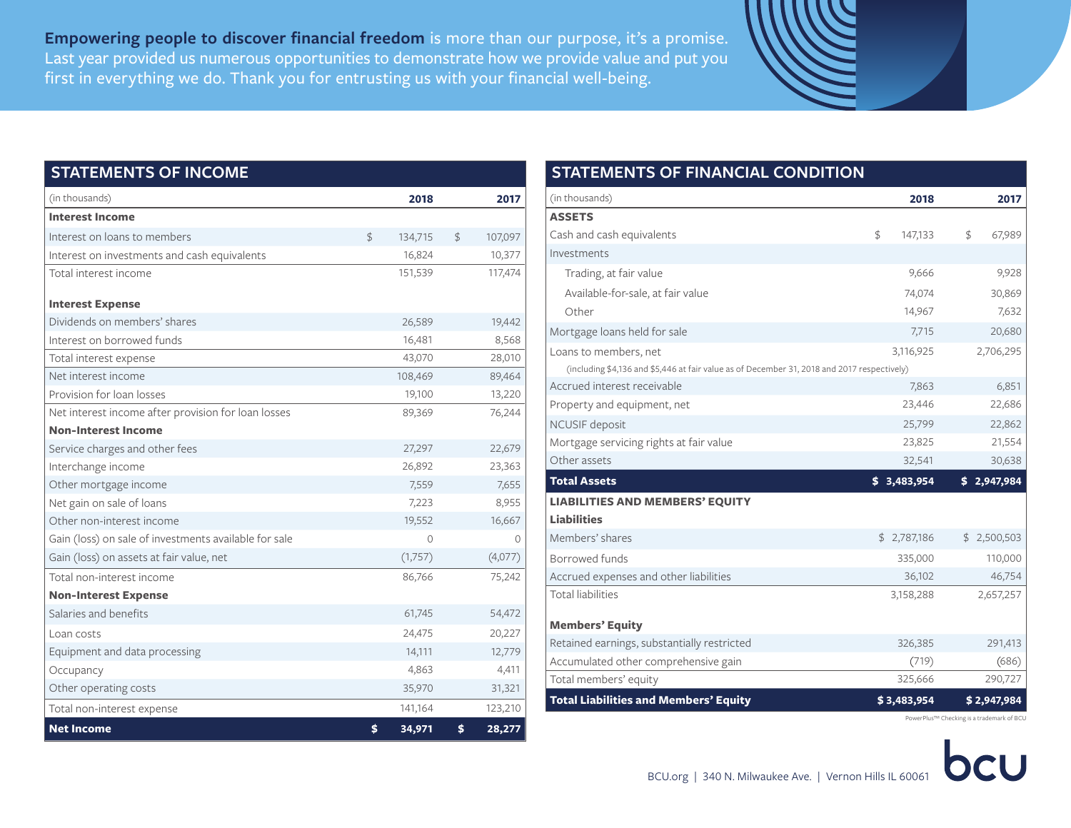**Empowering people to discover financial freedom** is more than our purpose, it's a promise. Last year provided us numerous opportunities to demonstrate how we provide value and put you first in everything we do. Thank you for entrusting us with your financial well-being.

## STATEMENTS OF INCOME

| (in thousands) | 2018 | 2017 |
|---|---|---|
| **Interest Income** | | |
| Interest on loans to members | $ 134,715 | $ 107,097 |
| Interest on investments and cash equivalents | 16,824 | 10,377 |
| Total interest income | 151,539 | 117,474 |
| **Interest Expense** | | |
| Dividends on members' shares | 26,589 | 19,442 |
| Interest on borrowed funds | 16,481 | 8,568 |
| Total interest expense | 43,070 | 28,010 |
| Net interest income | 108,469 | 89,464 |
| Provision for loan losses | 19,100 | 13,220 |
| Net interest income after provision for loan losses | 89,369 | 76,244 |
| **Non-Interest Income** | | |
| Service charges and other fees | 27,297 | 22,679 |
| Interchange income | 26,892 | 23,363 |
| Other mortgage income | 7,559 | 7,655 |
| Net gain on sale of loans | 7,223 | 8,955 |
| Other non-interest income | 19,552 | 16,667 |
| Gain (loss) on sale of investments available for sale | 0 | 0 |
| Gain (loss) on assets at fair value, net | (1,757) | (4,077) |
| Total non-interest income | 86,766 | 75,242 |
| **Non-Interest Expense** | | |
| Salaries and benefits | 61,745 | 54,472 |
| Loan costs | 24,475 | 20,227 |
| Equipment and data processing | 14,111 | 12,779 |
| Occupancy | 4,863 | 4,411 |
| Other operating costs | 35,970 | 31,321 |
| Total non-interest expense | 141,164 | 123,210 |
| **Net Income** | **$ 34,971** | **$ 28,277** |

## STATEMENTS OF FINANCIAL CONDITION

| (in thousands) | 2018 | 2017 |
|---|---|---|
| **ASSETS** | | |
| Cash and cash equivalents | $ 147,133 | $ 67,989 |
| Investments | | |
| Trading, at fair value | 9,666 | 9,928 |
| Available-for-sale, at fair value | 74,074 | 30,869 |
| Other | 14,967 | 7,632 |
| Mortgage loans held for sale | 7,715 | 20,680 |
| Loans to members, net | 3,116,925 | 2,706,295 |
| (including $4,136 and $5,446 at fair value as of December 31, 2018 and 2017 respectively) | | |
| Accrued interest receivable | 7,863 | 6,851 |
| Property and equipment, net | 23,446 | 22,686 |
| NCUSIF deposit | 25,799 | 22,862 |
| Mortgage servicing rights at fair value | 23,825 | 21,554 |
| Other assets | 32,541 | 30,638 |
| **Total Assets** | **$ 3,483,954** | **$ 2,947,984** |
| **LIABILITIES AND MEMBERS' EQUITY** | | |
| **Liabilities** | | |
| Members' shares | $ 2,787,186 | $ 2,500,503 |
| Borrowed funds | 335,000 | 110,000 |
| Accrued expenses and other liabilities | 36,102 | 46,754 |
| Total liabilities | 3,158,288 | 2,657,257 |
| **Members' Equity** | | |
| Retained earnings, substantially restricted | 326,385 | 291,413 |
| Accumulated other comprehensive gain | (719) | (686) |
| Total members' equity | 325,666 | 290,727 |
| **Total Liabilities and Members' Equity** | **$ 3,483,954** | **$ 2,947,984** |

PowerPlus™ Checking is a trademark of BCU

BCU.org | 340 N. Milwaukee Ave. | Vernon Hills IL 60061

bcu